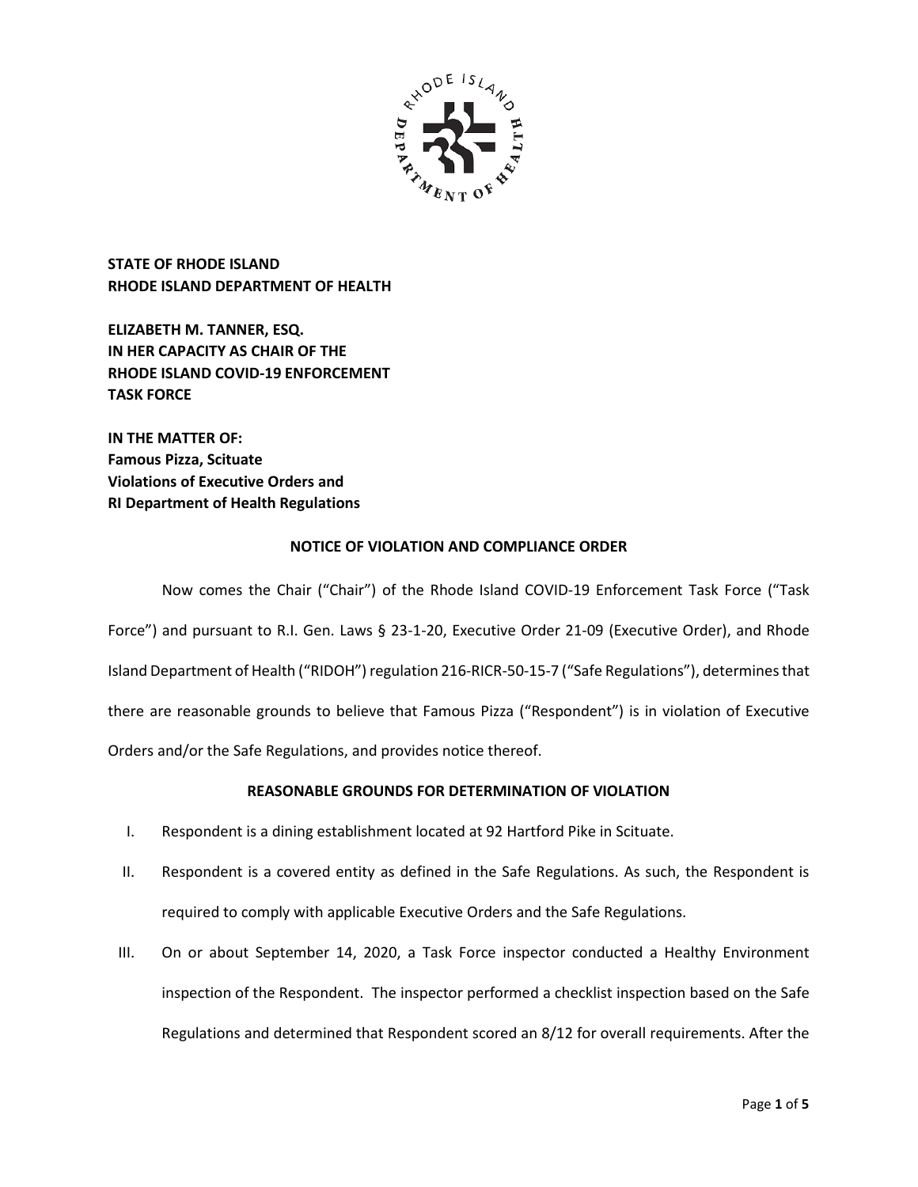**STATE OF RHODE ISLAND**
**RHODE ISLAND DEPARTMENT OF HEALTH**

**ELIZABETH M. TANNER, ESQ.**
**IN HER CAPACITY AS CHAIR OF THE**
**RHODE ISLAND COVID-19 ENFORCEMENT**
**TASK FORCE**

**IN THE MATTER OF:**
**Famous Pizza, Scituate**
**Violations of Executive Orders and**
**RI Department of Health Regulations**

## NOTICE OF VIOLATION AND COMPLIANCE ORDER

Now comes the Chair ("Chair") of the Rhode Island COVID-19 Enforcement Task Force ("Task Force") and pursuant to R.I. Gen. Laws § 23-1-20, Executive Order 21-09 (Executive Order), and Rhode Island Department of Health ("RIDOH") regulation 216-RICR-50-15-7 ("Safe Regulations"), determines that there are reasonable grounds to believe that Famous Pizza ("Respondent") is in violation of Executive Orders and/or the Safe Regulations, and provides notice thereof.

## REASONABLE GROUNDS FOR DETERMINATION OF VIOLATION

I. Respondent is a dining establishment located at 92 Hartford Pike in Scituate.

II. Respondent is a covered entity as defined in the Safe Regulations. As such, the Respondent is required to comply with applicable Executive Orders and the Safe Regulations.

III. On or about September 14, 2020, a Task Force inspector conducted a Healthy Environment inspection of the Respondent. The inspector performed a checklist inspection based on the Safe Regulations and determined that Respondent scored an 8/12 for overall requirements. After the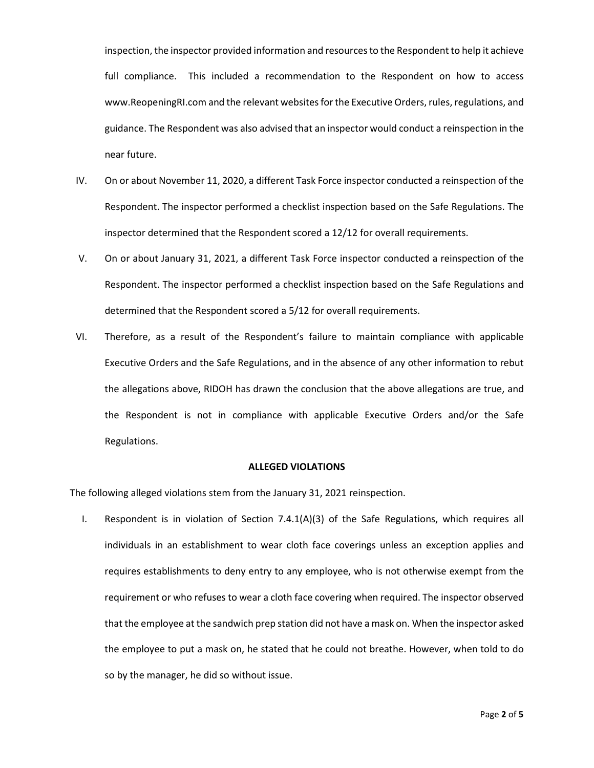inspection, the inspector provided information and resources to the Respondent to help it achieve full compliance. This included a recommendation to the Respondent on how to access www.ReopeningRI.com and the relevant websites for the Executive Orders, rules, regulations, and guidance. The Respondent was also advised that an inspector would conduct a reinspection in the near future.

IV. On or about November 11, 2020, a different Task Force inspector conducted a reinspection of the Respondent. The inspector performed a checklist inspection based on the Safe Regulations. The inspector determined that the Respondent scored a 12/12 for overall requirements.

V. On or about January 31, 2021, a different Task Force inspector conducted a reinspection of the Respondent. The inspector performed a checklist inspection based on the Safe Regulations and determined that the Respondent scored a 5/12 for overall requirements.

VI. Therefore, as a result of the Respondent's failure to maintain compliance with applicable Executive Orders and the Safe Regulations, and in the absence of any other information to rebut the allegations above, RIDOH has drawn the conclusion that the above allegations are true, and the Respondent is not in compliance with applicable Executive Orders and/or the Safe Regulations.

**ALLEGED VIOLATIONS**

The following alleged violations stem from the January 31, 2021 reinspection.

I. Respondent is in violation of Section 7.4.1(A)(3) of the Safe Regulations, which requires all individuals in an establishment to wear cloth face coverings unless an exception applies and requires establishments to deny entry to any employee, who is not otherwise exempt from the requirement or who refuses to wear a cloth face covering when required. The inspector observed that the employee at the sandwich prep station did not have a mask on. When the inspector asked the employee to put a mask on, he stated that he could not breathe. However, when told to do so by the manager, he did so without issue.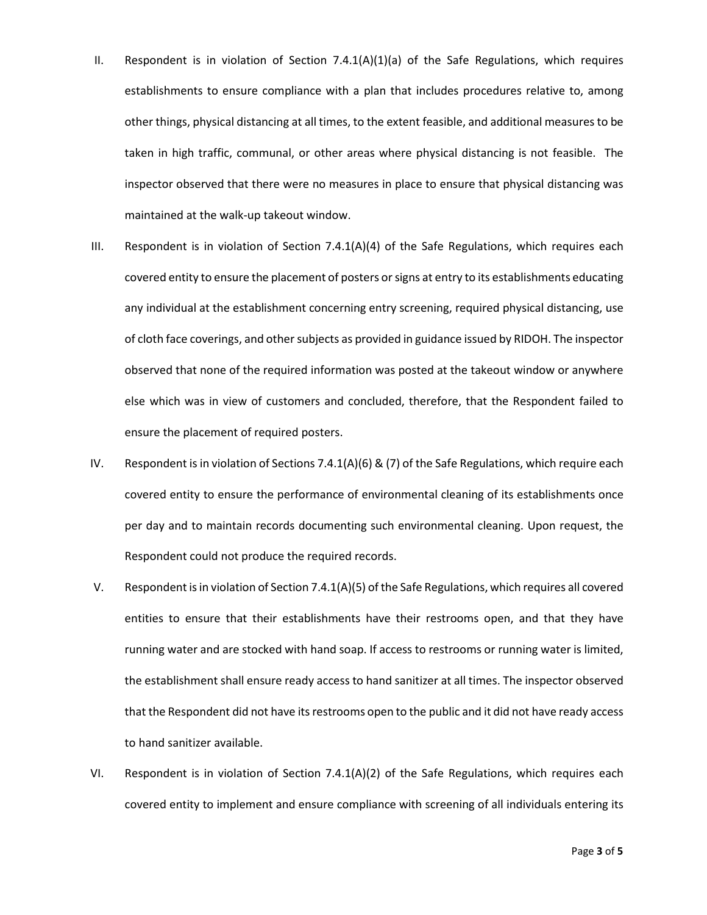II. Respondent is in violation of Section 7.4.1(A)(1)(a) of the Safe Regulations, which requires establishments to ensure compliance with a plan that includes procedures relative to, among other things, physical distancing at all times, to the extent feasible, and additional measures to be taken in high traffic, communal, or other areas where physical distancing is not feasible. The inspector observed that there were no measures in place to ensure that physical distancing was maintained at the walk-up takeout window.

III. Respondent is in violation of Section 7.4.1(A)(4) of the Safe Regulations, which requires each covered entity to ensure the placement of posters or signs at entry to its establishments educating any individual at the establishment concerning entry screening, required physical distancing, use of cloth face coverings, and other subjects as provided in guidance issued by RIDOH. The inspector observed that none of the required information was posted at the takeout window or anywhere else which was in view of customers and concluded, therefore, that the Respondent failed to ensure the placement of required posters.

IV. Respondent is in violation of Sections 7.4.1(A)(6) & (7) of the Safe Regulations, which require each covered entity to ensure the performance of environmental cleaning of its establishments once per day and to maintain records documenting such environmental cleaning. Upon request, the Respondent could not produce the required records.

V. Respondent is in violation of Section 7.4.1(A)(5) of the Safe Regulations, which requires all covered entities to ensure that their establishments have their restrooms open, and that they have running water and are stocked with hand soap. If access to restrooms or running water is limited, the establishment shall ensure ready access to hand sanitizer at all times. The inspector observed that the Respondent did not have its restrooms open to the public and it did not have ready access to hand sanitizer available.

VI. Respondent is in violation of Section 7.4.1(A)(2) of the Safe Regulations, which requires each covered entity to implement and ensure compliance with screening of all individuals entering its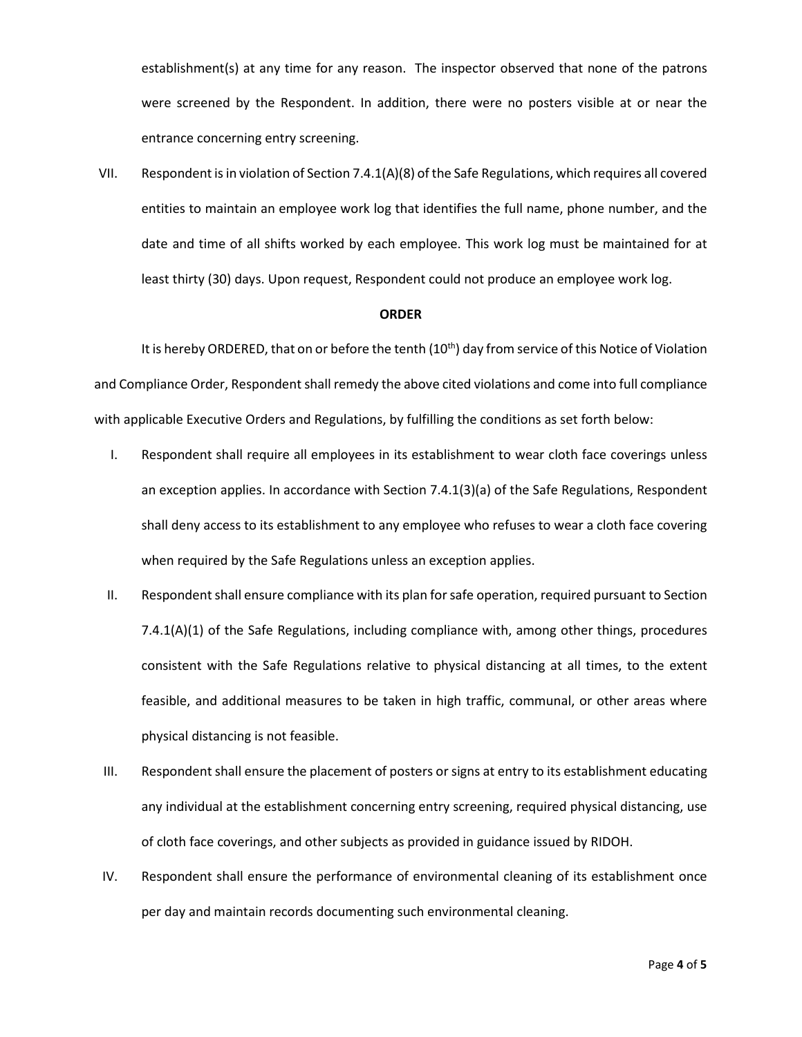establishment(s) at any time for any reason. The inspector observed that none of the patrons were screened by the Respondent. In addition, there were no posters visible at or near the entrance concerning entry screening.

VII. Respondent is in violation of Section 7.4.1(A)(8) of the Safe Regulations, which requires all covered entities to maintain an employee work log that identifies the full name, phone number, and the date and time of all shifts worked by each employee. This work log must be maintained for at least thirty (30) days. Upon request, Respondent could not produce an employee work log.

**ORDER**

It is hereby ORDERED, that on or before the tenth (10th) day from service of this Notice of Violation and Compliance Order, Respondent shall remedy the above cited violations and come into full compliance with applicable Executive Orders and Regulations, by fulfilling the conditions as set forth below:

I. Respondent shall require all employees in its establishment to wear cloth face coverings unless an exception applies. In accordance with Section 7.4.1(3)(a) of the Safe Regulations, Respondent shall deny access to its establishment to any employee who refuses to wear a cloth face covering when required by the Safe Regulations unless an exception applies.

II. Respondent shall ensure compliance with its plan for safe operation, required pursuant to Section 7.4.1(A)(1) of the Safe Regulations, including compliance with, among other things, procedures consistent with the Safe Regulations relative to physical distancing at all times, to the extent feasible, and additional measures to be taken in high traffic, communal, or other areas where physical distancing is not feasible.

III. Respondent shall ensure the placement of posters or signs at entry to its establishment educating any individual at the establishment concerning entry screening, required physical distancing, use of cloth face coverings, and other subjects as provided in guidance issued by RIDOH.

IV. Respondent shall ensure the performance of environmental cleaning of its establishment once per day and maintain records documenting such environmental cleaning.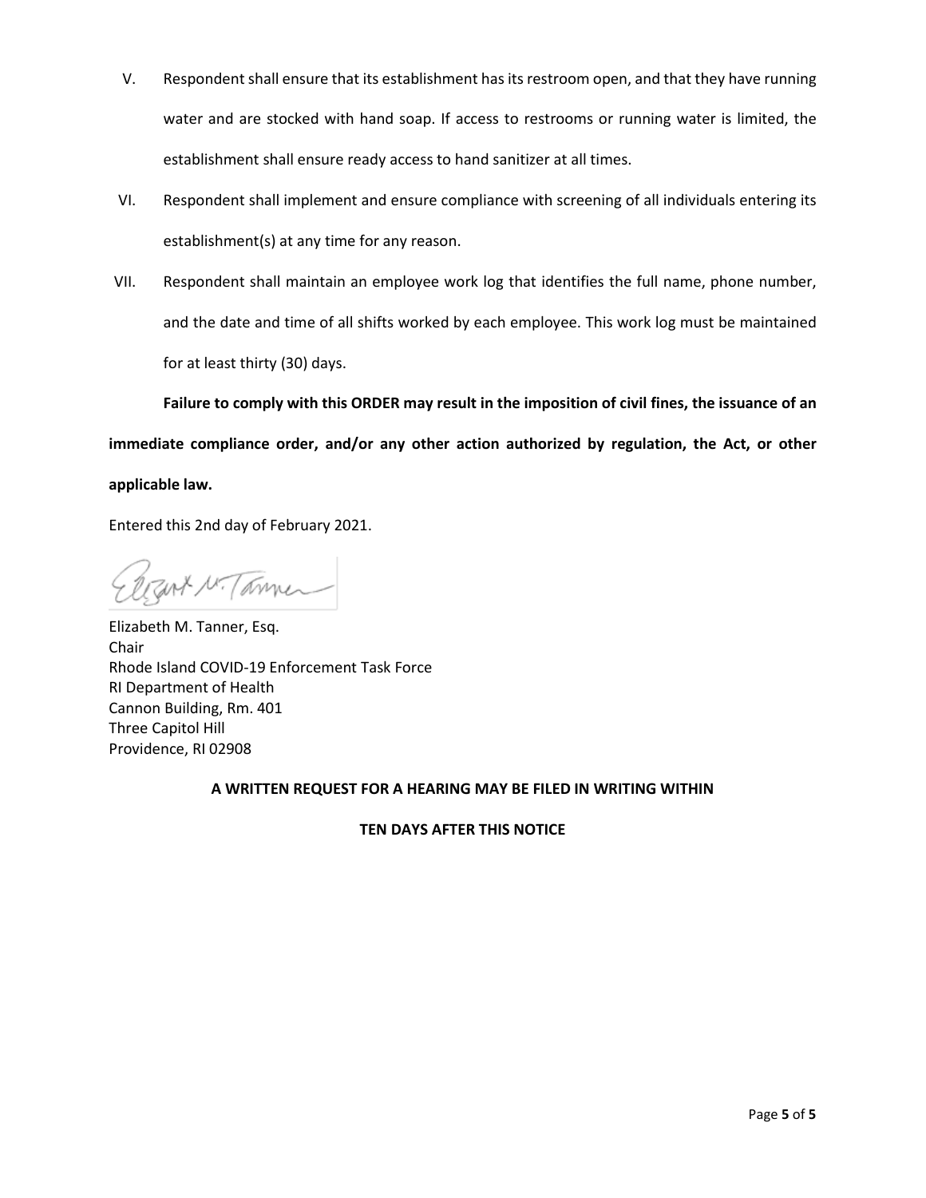V. Respondent shall ensure that its establishment has its restroom open, and that they have running water and are stocked with hand soap. If access to restrooms or running water is limited, the establishment shall ensure ready access to hand sanitizer at all times.

VI. Respondent shall implement and ensure compliance with screening of all individuals entering its establishment(s) at any time for any reason.

VII. Respondent shall maintain an employee work log that identifies the full name, phone number, and the date and time of all shifts worked by each employee. This work log must be maintained for at least thirty (30) days.

**Failure to comply with this ORDER may result in the imposition of civil fines, the issuance of an immediate compliance order, and/or any other action authorized by regulation, the Act, or other applicable law.**

Entered this 2nd day of February 2021.

Elizabeth M. Tanner, Esq.
Chair
Rhode Island COVID-19 Enforcement Task Force
RI Department of Health
Cannon Building, Rm. 401
Three Capitol Hill
Providence, RI 02908

**A WRITTEN REQUEST FOR A HEARING MAY BE FILED IN WRITING WITHIN TEN DAYS AFTER THIS NOTICE**